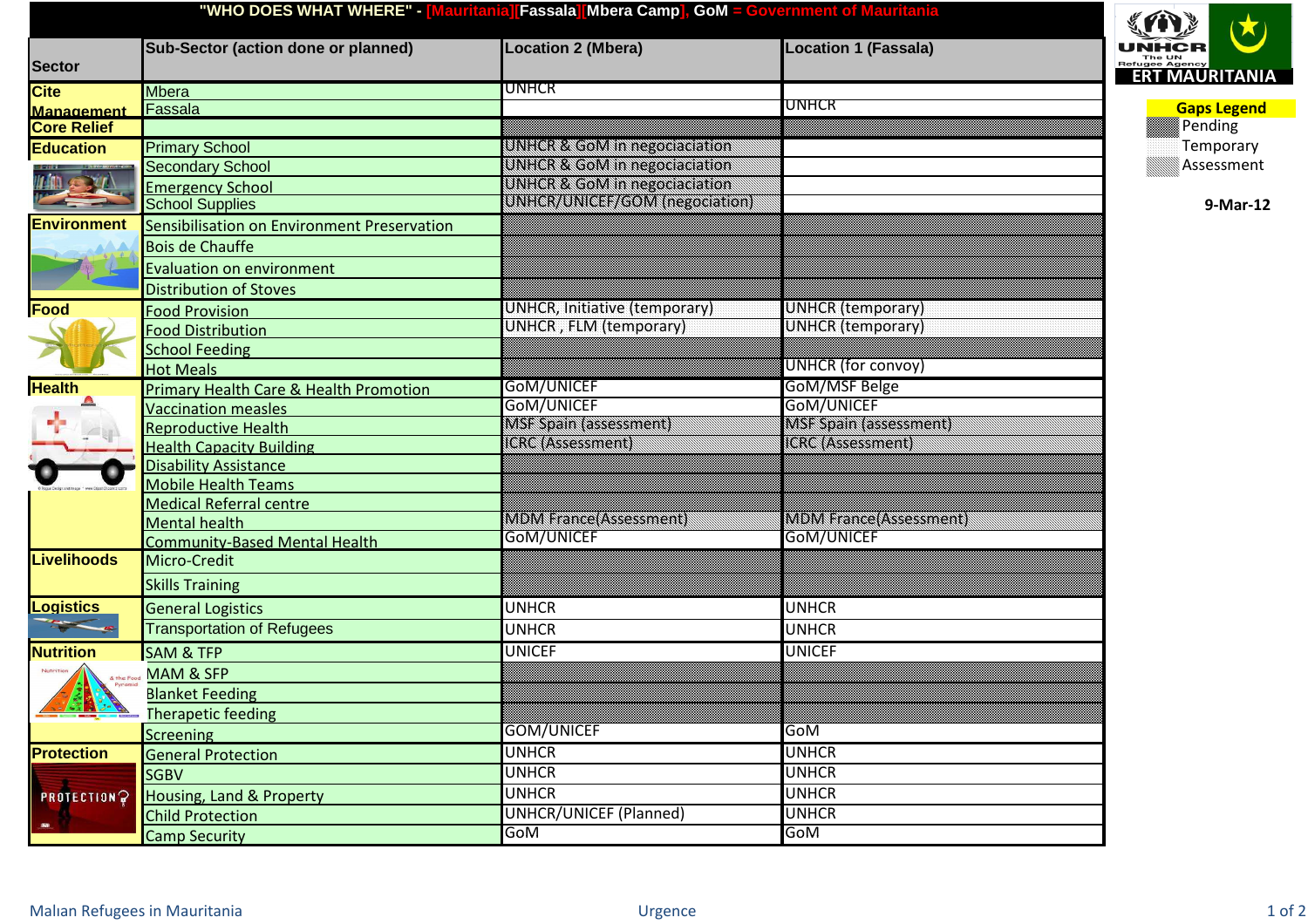# "WHO DOES WHAT WHERE" - [Mauritania][Fassala][Mbera Camp], GoM = Government of Mauritania

ERT MAURITANIA

**Gaps Legend**
- Pending
- Temporary
- Assessment

**9-Mar-12**

| Sector | Sub-Sector (action done or planned) | Location 2 (Mbera) | Location 1 (Fassala) |
|---|---|---|---|
| Cite Management | Mbera | UNHCR | |
| | Fassala | | UNHCR |
| Core Relief | | | |
| Education | Primary School | UNHCR & GoM in negociaciation | |
| | Secondary School | UNHCR & GoM in negociaciation | |
| | Emergency School | UNHCR & GoM in negociaciation | |
| | School Supplies | UNHCR/UNICEF/GOM (negociation) | |
| Environment | Sensibilisation on Environment Preservation | | |
| | Bois de Chauffe | | |
| | Evaluation on environment | | |
| | Distribution of Stoves | | |
| Food | Food Provision | UNHCR, Initiative (temporary) | UNHCR (temporary) |
| | Food Distribution | UNHCR , FLM (temporary) | UNHCR (temporary) |
| | School Feeding | | |
| | Hot Meals | | UNHCR (for convoy) |
| Health | Primary Health Care & Health Promotion | GoM/UNICEF | GoM/MSF Belge |
| | Vaccination measles | GoM/UNICEF | GoM/UNICEF |
| | Reproductive Health | MSF Spain (assessment) | MSF Spain (assessment) |
| | Health Capacity Building | ICRC (Assessment) | ICRC (Assessment) |
| | Disability Assistance | | |
| | Mobile Health Teams | | |
| | Medical Referral centre | | |
| | Mental health | MDM France(Assessment) | MDM France(Assessment) |
| | Community-Based Mental Health | GoM/UNICEF | GoM/UNICEF |
| Livelihoods | Micro-Credit | | |
| | Skills Training | | |
| Logistics | General Logistics | UNHCR | UNHCR |
| | Transportation of Refugees | UNHCR | UNHCR |
| Nutrition | SAM & TFP | UNICEF | UNICEF |
| | MAM & SFP | | |
| | Blanket Feeding | | |
| | Therapetic feeding | | |
| | Screening | GOM/UNICEF | GoM |
| Protection | General Protection | UNHCR | UNHCR |
| | SGBV | UNHCR | UNHCR |
| | Housing, Land & Property | UNHCR | UNHCR |
| | Child Protection | UNHCR/UNICEF (Planned) | UNHCR |
| | Camp Security | GoM | GoM |

Malian Refugees in Mauritania — Urgence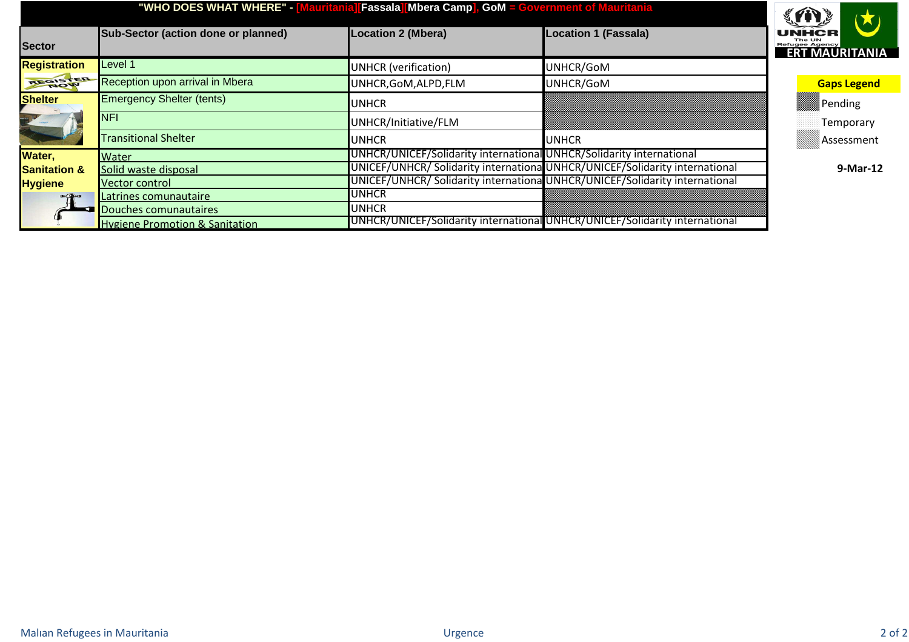## "WHO DOES WHAT WHERE" - [Mauritania][Fassala][Mbera Camp], GoM = Government of Mauritania

ERT MAURITANIA

| Sector | Sub-Sector (action done or planned) | Location 2 (Mbera) | Location 1 (Fassala) |
|---|---|---|---|
| Registration | Level 1 | UNHCR (verification) | UNHCR/GoM |
| | Reception upon arrival in Mbera | UNHCR,GoM,ALPD,FLM | UNHCR/GoM |
| Shelter | Emergency Shelter (tents) | UNHCR | |
| | NFI | UNHCR/Initiative/FLM | |
| | Transitional Shelter | UNHCR | UNHCR |
| Water, Sanitation & Hygiene | Water | UNHCR/UNICEF/Solidarity international | UNHCR/Solidarity international |
| | Solid waste disposal | UNICEF/UNHCR/ Solidarity internationa | UNHCR/UNICEF/Solidarity international |
| | Vector control | UNICEF/UNHCR/ Solidarity internationa | UNHCR/UNICEF/Solidarity international |
| | Latrines comunautaire | UNHCR | |
| | Douches comunautaires | UNHCR | |
| | Hygiene Promotion & Sanitation | UNHCR/UNICEF/Solidarity international | UNHCR/UNICEF/Solidarity international |

**Gaps Legend**

- Pending
- Temporary
- Assessment

**9-Mar-12**

Malıan Refugees in Mauritania

Urgence